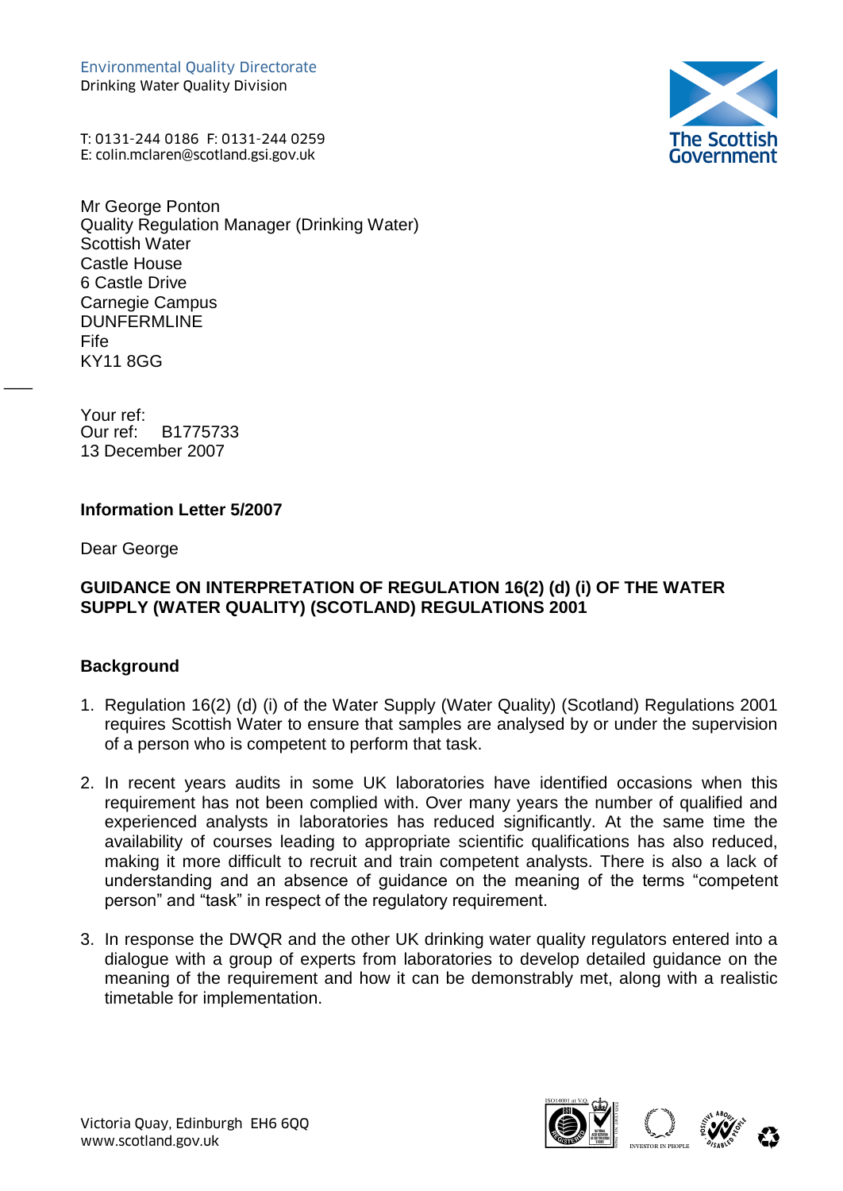Environmental Quality Directorate
Drinking Water Quality Division

T: 0131-244 0186 F: 0131-244 0259
E: colin.mclaren@scotland.gsi.gov.uk

The Scottish Government

Mr George Ponton
Quality Regulation Manager (Drinking Water)
Scottish Water
Castle House
6 Castle Drive
Carnegie Campus
DUNFERMLINE
Fife
KY11 8GG

Your ref:
Our ref: B1775733
13 December 2007

**Information Letter 5/2007**

Dear George

**GUIDANCE ON INTERPRETATION OF REGULATION 16(2) (d) (i) OF THE WATER SUPPLY (WATER QUALITY) (SCOTLAND) REGULATIONS 2001**

## Background

1. Regulation 16(2) (d) (i) of the Water Supply (Water Quality) (Scotland) Regulations 2001 requires Scottish Water to ensure that samples are analysed by or under the supervision of a person who is competent to perform that task.

2. In recent years audits in some UK laboratories have identified occasions when this requirement has not been complied with. Over many years the number of qualified and experienced analysts in laboratories has reduced significantly. At the same time the availability of courses leading to appropriate scientific qualifications has also reduced, making it more difficult to recruit and train competent analysts. There is also a lack of understanding and an absence of guidance on the meaning of the terms "competent person" and "task" in respect of the regulatory requirement.

3. In response the DWQR and the other UK drinking water quality regulators entered into a dialogue with a group of experts from laboratories to develop detailed guidance on the meaning of the requirement and how it can be demonstrably met, along with a realistic timetable for implementation.

Victoria Quay, Edinburgh EH6 6QQ
www.scotland.gov.uk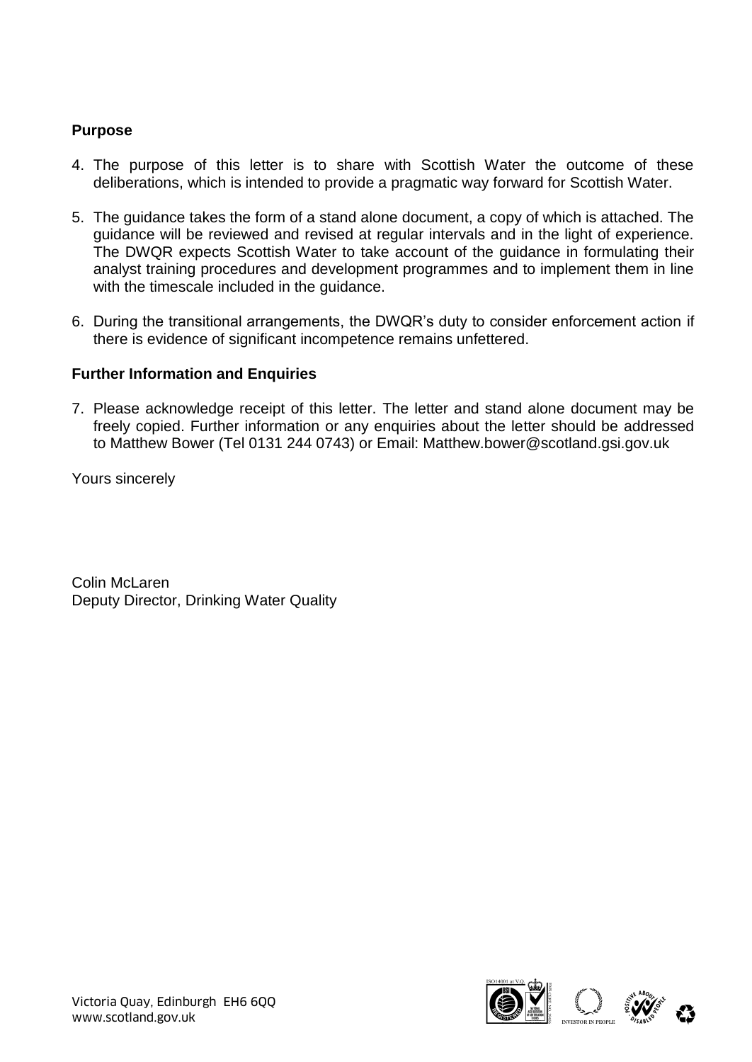## Purpose

4. The purpose of this letter is to share with Scottish Water the outcome of these deliberations, which is intended to provide a pragmatic way forward for Scottish Water.

5. The guidance takes the form of a stand alone document, a copy of which is attached. The guidance will be reviewed and revised at regular intervals and in the light of experience. The DWQR expects Scottish Water to take account of the guidance in formulating their analyst training procedures and development programmes and to implement them in line with the timescale included in the guidance.

6. During the transitional arrangements, the DWQR's duty to consider enforcement action if there is evidence of significant incompetence remains unfettered.

## Further Information and Enquiries

7. Please acknowledge receipt of this letter. The letter and stand alone document may be freely copied. Further information or any enquiries about the letter should be addressed to Matthew Bower (Tel 0131 244 0743) or Email: Matthew.bower@scotland.gsi.gov.uk

Yours sincerely

Colin McLaren
Deputy Director, Drinking Water Quality

Victoria Quay, Edinburgh EH6 6QQ
www.scotland.gov.uk